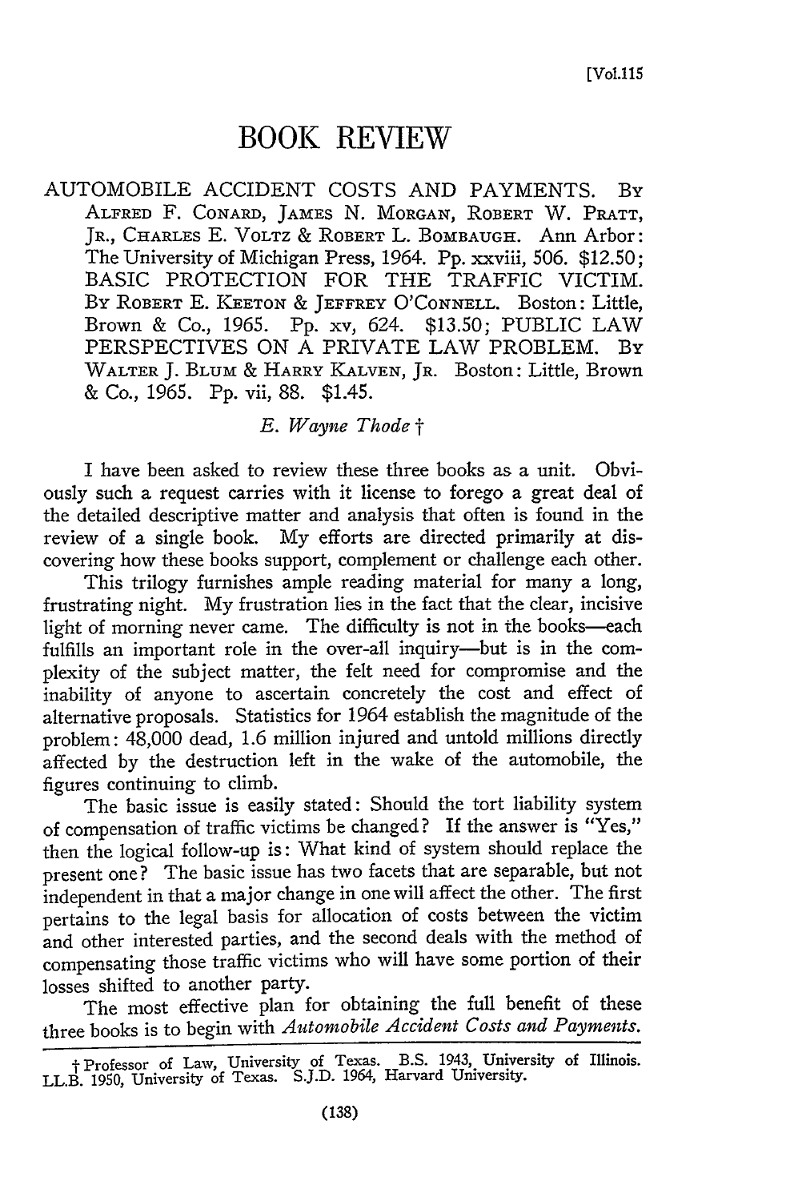# BOOK REVIEW

AUTOMOBILE ACCIDENT COSTS AND PAYMENTS. By ALFRED F. CONARD, JAMES N. MORGAN, ROBERT W. PRATT, JR., CHARLES E. VOLTZ & ROBERT L. BOMBAUGH. Ann Arbor: The University of Michigan Press, 1964. Pp. xxviii, 506. $12.50; BASIC PROTECTION FOR THE TRAFFIC VICTIM. By ROBERT E. KEETON & JEFFREY O'CONNELL. Boston: Little, Brown & Co., 1965. Pp. xv, 624. $13.50; PUBLIC LAW PERSPECTIVES ON A PRIVATE LAW PROBLEM. By WALTER J. BLUM & HARRY KALVEN, JR. Boston: Little, Brown & Co., 1965. Pp. vii, 88. $1.45.

*E. Wayne Thode* †

I have been asked to review these three books as a unit. Obviously such a request carries with it license to forego a great deal of the detailed descriptive matter and analysis that often is found in the review of a single book. My efforts are directed primarily at discovering how these books support, complement or challenge each other.

This trilogy furnishes ample reading material for many a long, frustrating night. My frustration lies in the fact that the clear, incisive light of morning never came. The difficulty is not in the books—each fulfills an important role in the over-all inquiry—but is in the complexity of the subject matter, the felt need for compromise and the inability of anyone to ascertain concretely the cost and effect of alternative proposals. Statistics for 1964 establish the magnitude of the problem: 48,000 dead, 1.6 million injured and untold millions directly affected by the destruction left in the wake of the automobile, the figures continuing to climb.

The basic issue is easily stated: Should the tort liability system of compensation of traffic victims be changed? If the answer is "Yes," then the logical follow-up is: What kind of system should replace the present one? The basic issue has two facets that are separable, but not independent in that a major change in one will affect the other. The first pertains to the legal basis for allocation of costs between the victim and other interested parties, and the second deals with the method of compensating those traffic victims who will have some portion of their losses shifted to another party.

The most effective plan for obtaining the full benefit of these three books is to begin with *Automobile Accident Costs and Payments.*

---

† Professor of Law, University of Texas. B.S. 1943, University of Illinois. LL.B. 1950, University of Texas. S.J.D. 1964, Harvard University.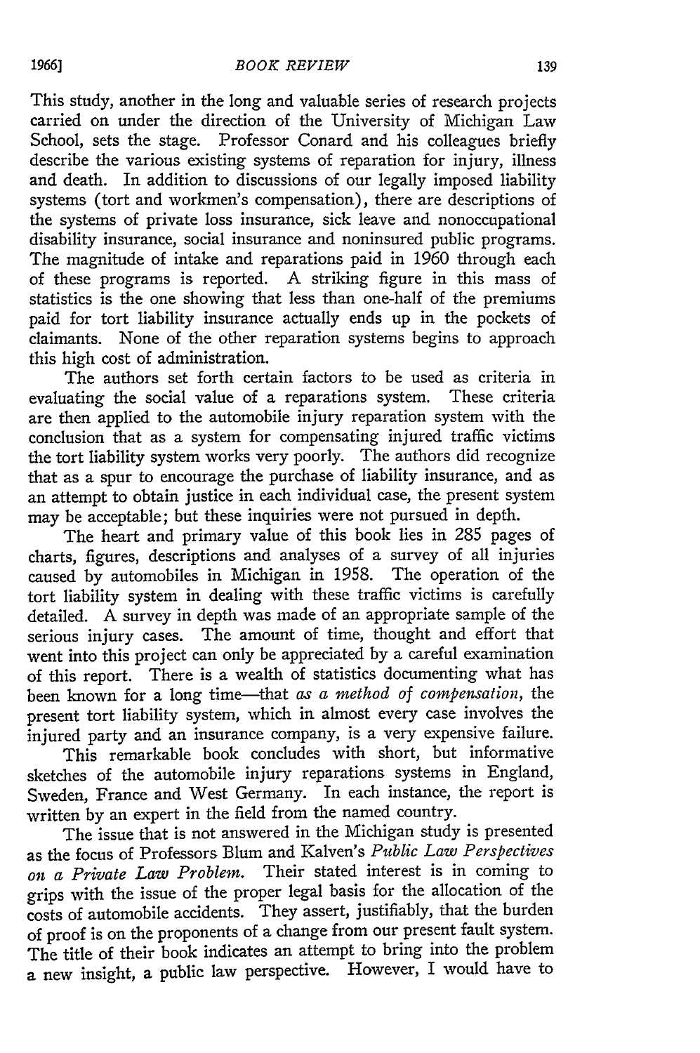This study, another in the long and valuable series of research projects carried on under the direction of the University of Michigan Law School, sets the stage. Professor Conard and his colleagues briefly describe the various existing systems of reparation for injury, illness and death. In addition to discussions of our legally imposed liability systems (tort and workmen's compensation), there are descriptions of the systems of private loss insurance, sick leave and nonoccupational disability insurance, social insurance and noninsured public programs. The magnitude of intake and reparations paid in 1960 through each of these programs is reported. A striking figure in this mass of statistics is the one showing that less than one-half of the premiums paid for tort liability insurance actually ends up in the pockets of claimants. None of the other reparation systems begins to approach this high cost of administration.

The authors set forth certain factors to be used as criteria in evaluating the social value of a reparations system. These criteria are then applied to the automobile injury reparation system with the conclusion that as a system for compensating injured traffic victims the tort liability system works very poorly. The authors did recognize that as a spur to encourage the purchase of liability insurance, and as an attempt to obtain justice in each individual case, the present system may be acceptable; but these inquiries were not pursued in depth.

The heart and primary value of this book lies in 285 pages of charts, figures, descriptions and analyses of a survey of all injuries caused by automobiles in Michigan in 1958. The operation of the tort liability system in dealing with these traffic victims is carefully detailed. A survey in depth was made of an appropriate sample of the serious injury cases. The amount of time, thought and effort that went into this project can only be appreciated by a careful examination of this report. There is a wealth of statistics documenting what has been known for a long time—that *as a method of compensation*, the present tort liability system, which in almost every case involves the injured party and an insurance company, is a very expensive failure.

This remarkable book concludes with short, but informative sketches of the automobile injury reparations systems in England, Sweden, France and West Germany. In each instance, the report is written by an expert in the field from the named country.

The issue that is not answered in the Michigan study is presented as the focus of Professors Blum and Kalven's *Public Law Perspectives on a Private Law Problem.* Their stated interest is in coming to grips with the issue of the proper legal basis for the allocation of the costs of automobile accidents. They assert, justifiably, that the burden of proof is on the proponents of a change from our present fault system. The title of their book indicates an attempt to bring into the problem a new insight, a public law perspective. However, I would have to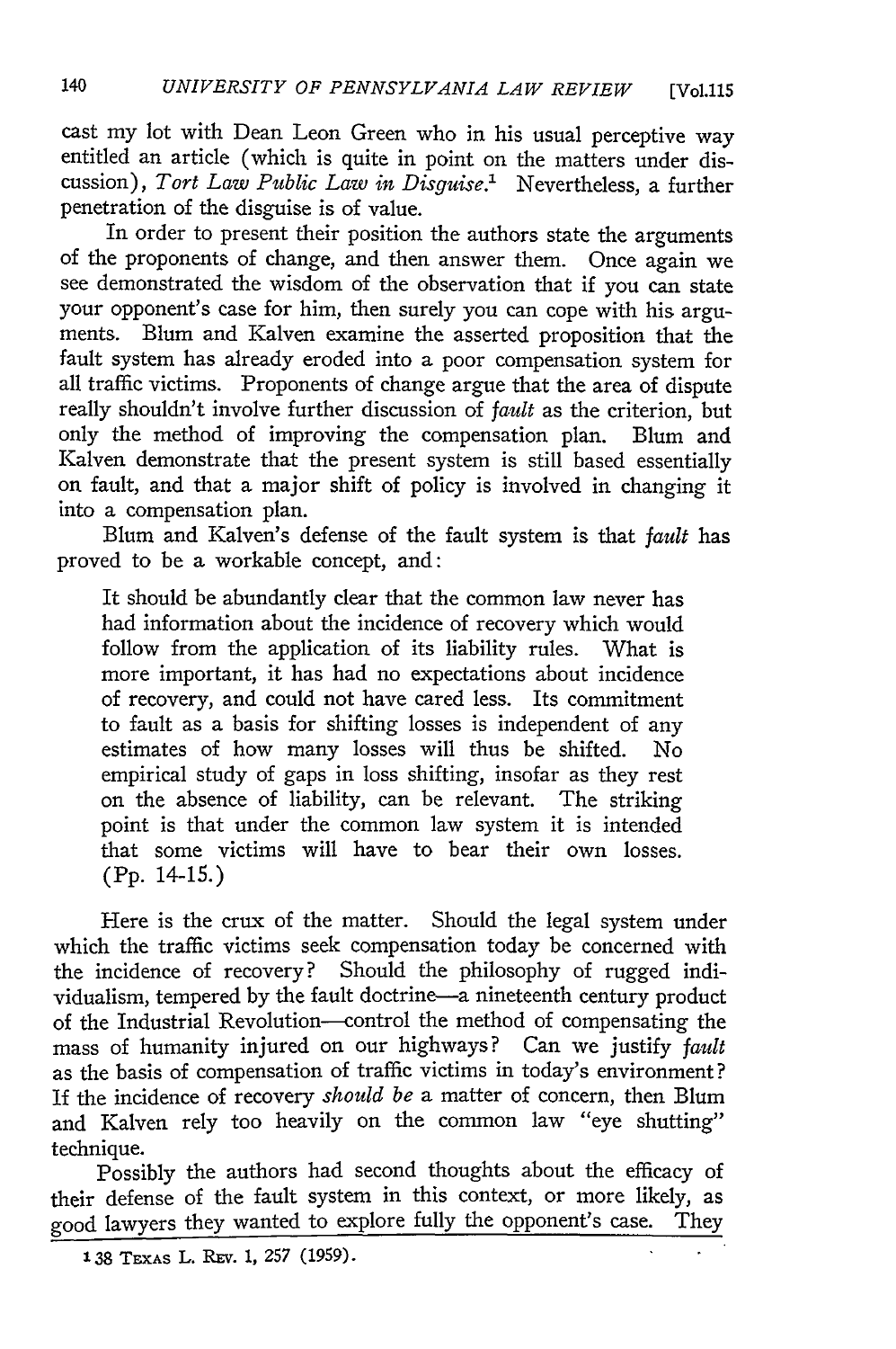cast my lot with Dean Leon Green who in his usual perceptive way entitled an article (which is quite in point on the matters under discussion), *Tort Law Public Law in Disguise*.[1] Nevertheless, a further penetration of the disguise is of value.

In order to present their position the authors state the arguments of the proponents of change, and then answer them. Once again we see demonstrated the wisdom of the observation that if you can state your opponent's case for him, then surely you can cope with his arguments. Blum and Kalven examine the asserted proposition that the fault system has already eroded into a poor compensation system for all traffic victims. Proponents of change argue that the area of dispute really shouldn't involve further discussion of *fault* as the criterion, but only the method of improving the compensation plan. Blum and Kalven demonstrate that the present system is still based essentially on fault, and that a major shift of policy is involved in changing it into a compensation plan.

Blum and Kalven's defense of the fault system is that *fault* has proved to be a workable concept, and:

> It should be abundantly clear that the common law never has had information about the incidence of recovery which would follow from the application of its liability rules. What is more important, it has had no expectations about incidence of recovery, and could not have cared less. Its commitment to fault as a basis for shifting losses is independent of any estimates of how many losses will thus be shifted. No empirical study of gaps in loss shifting, insofar as they rest on the absence of liability, can be relevant. The striking point is that under the common law system it is intended that some victims will have to bear their own losses. (Pp. 14-15.)

Here is the crux of the matter. Should the legal system under which the traffic victims seek compensation today be concerned with the incidence of recovery? Should the philosophy of rugged individualism, tempered by the fault doctrine—a nineteenth century product of the Industrial Revolution—control the method of compensating the mass of humanity injured on our highways? Can we justify *fault* as the basis of compensation of traffic victims in today's environment? If the incidence of recovery *should be* a matter of concern, then Blum and Kalven rely too heavily on the common law "eye shutting" technique.

Possibly the authors had second thoughts about the efficacy of their defense of the fault system in this context, or more likely, as good lawyers they wanted to explore fully the opponent's case. They

[1] 38 TEXAS L. REV. 1, 257 (1959).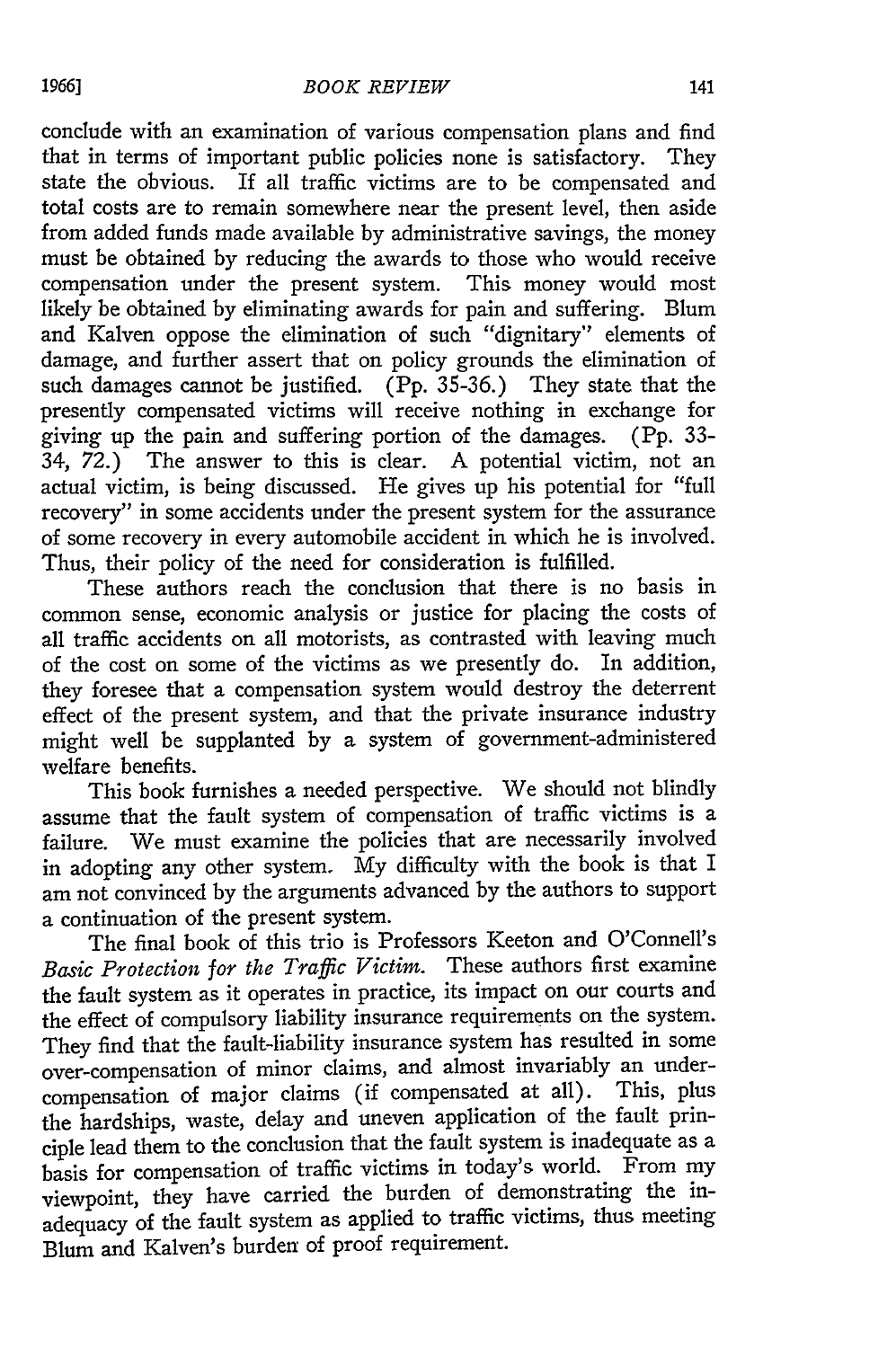conclude with an examination of various compensation plans and find that in terms of important public policies none is satisfactory. They state the obvious. If all traffic victims are to be compensated and total costs are to remain somewhere near the present level, then aside from added funds made available by administrative savings, the money must be obtained by reducing the awards to those who would receive compensation under the present system. This money would most likely be obtained by eliminating awards for pain and suffering. Blum and Kalven oppose the elimination of such "dignitary" elements of damage, and further assert that on policy grounds the elimination of such damages cannot be justified. (Pp. 35-36.) They state that the presently compensated victims will receive nothing in exchange for giving up the pain and suffering portion of the damages. (Pp. 33-34, 72.) The answer to this is clear. A potential victim, not an actual victim, is being discussed. He gives up his potential for "full recovery" in some accidents under the present system for the assurance of some recovery in every automobile accident in which he is involved. Thus, their policy of the need for consideration is fulfilled.

These authors reach the conclusion that there is no basis in common sense, economic analysis or justice for placing the costs of all traffic accidents on all motorists, as contrasted with leaving much of the cost on some of the victims as we presently do. In addition, they foresee that a compensation system would destroy the deterrent effect of the present system, and that the private insurance industry might well be supplanted by a system of government-administered welfare benefits.

This book furnishes a needed perspective. We should not blindly assume that the fault system of compensation of traffic victims is a failure. We must examine the policies that are necessarily involved in adopting any other system. My difficulty with the book is that I am not convinced by the arguments advanced by the authors to support a continuation of the present system.

The final book of this trio is Professors Keeton and O'Connell's *Basic Protection for the Traffic Victim.* These authors first examine the fault system as it operates in practice, its impact on our courts and the effect of compulsory liability insurance requirements on the system. They find that the fault-liability insurance system has resulted in some over-compensation of minor claims, and almost invariably an under-compensation of major claims (if compensated at all). This, plus the hardships, waste, delay and uneven application of the fault principle lead them to the conclusion that the fault system is inadequate as a basis for compensation of traffic victims in today's world. From my viewpoint, they have carried the burden of demonstrating the inadequacy of the fault system as applied to traffic victims, thus meeting Blum and Kalven's burden of proof requirement.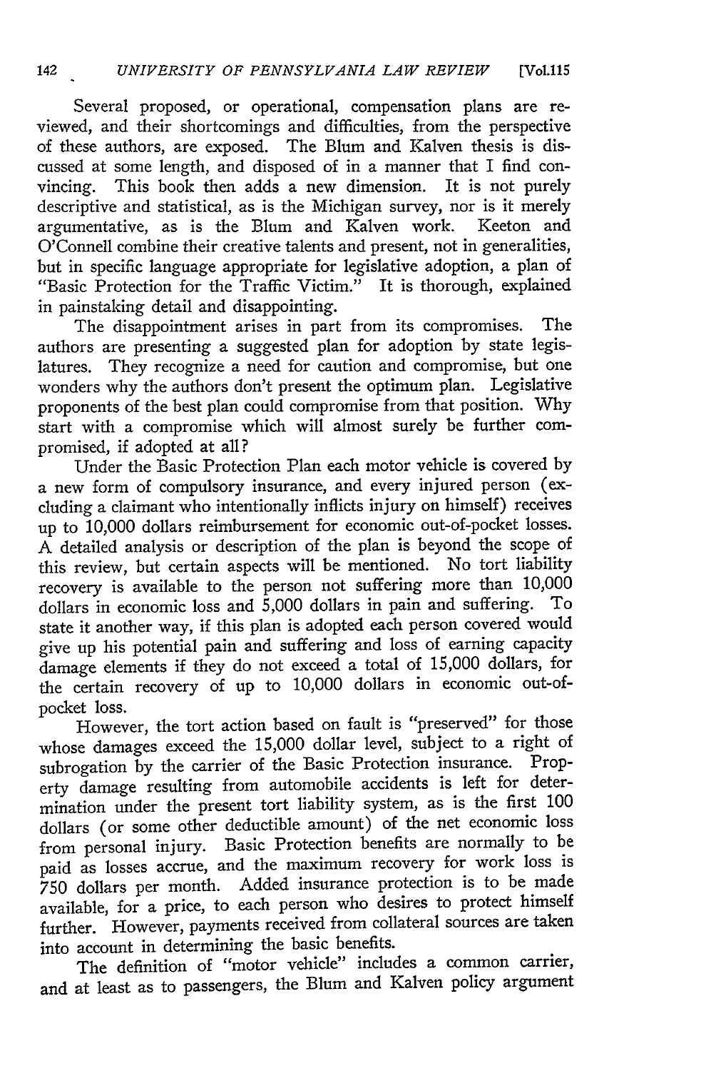Several proposed, or operational, compensation plans are reviewed, and their shortcomings and difficulties, from the perspective of these authors, are exposed. The Blum and Kalven thesis is discussed at some length, and disposed of in a manner that I find convincing. This book then adds a new dimension. It is not purely descriptive and statistical, as is the Michigan survey, nor is it merely argumentative, as is the Blum and Kalven work. Keeton and O'Connell combine their creative talents and present, not in generalities, but in specific language appropriate for legislative adoption, a plan of "Basic Protection for the Traffic Victim." It is thorough, explained in painstaking detail and disappointing.

The disappointment arises in part from its compromises. The authors are presenting a suggested plan for adoption by state legislatures. They recognize a need for caution and compromise, but one wonders why the authors don't present the optimum plan. Legislative proponents of the best plan could compromise from that position. Why start with a compromise which will almost surely be further compromised, if adopted at all?

Under the Basic Protection Plan each motor vehicle is covered by a new form of compulsory insurance, and every injured person (excluding a claimant who intentionally inflicts injury on himself) receives up to 10,000 dollars reimbursement for economic out-of-pocket losses. A detailed analysis or description of the plan is beyond the scope of this review, but certain aspects will be mentioned. No tort liability recovery is available to the person not suffering more than 10,000 dollars in economic loss and 5,000 dollars in pain and suffering. To state it another way, if this plan is adopted each person covered would give up his potential pain and suffering and loss of earning capacity damage elements if they do not exceed a total of 15,000 dollars, for the certain recovery of up to 10,000 dollars in economic out-of-pocket loss.

However, the tort action based on fault is "preserved" for those whose damages exceed the 15,000 dollar level, subject to a right of subrogation by the carrier of the Basic Protection insurance. Property damage resulting from automobile accidents is left for determination under the present tort liability system, as is the first 100 dollars (or some other deductible amount) of the net economic loss from personal injury. Basic Protection benefits are normally to be paid as losses accrue, and the maximum recovery for work loss is 750 dollars per month. Added insurance protection is to be made available, for a price, to each person who desires to protect himself further. However, payments received from collateral sources are taken into account in determining the basic benefits.

The definition of "motor vehicle" includes a common carrier, and at least as to passengers, the Blum and Kalven policy argument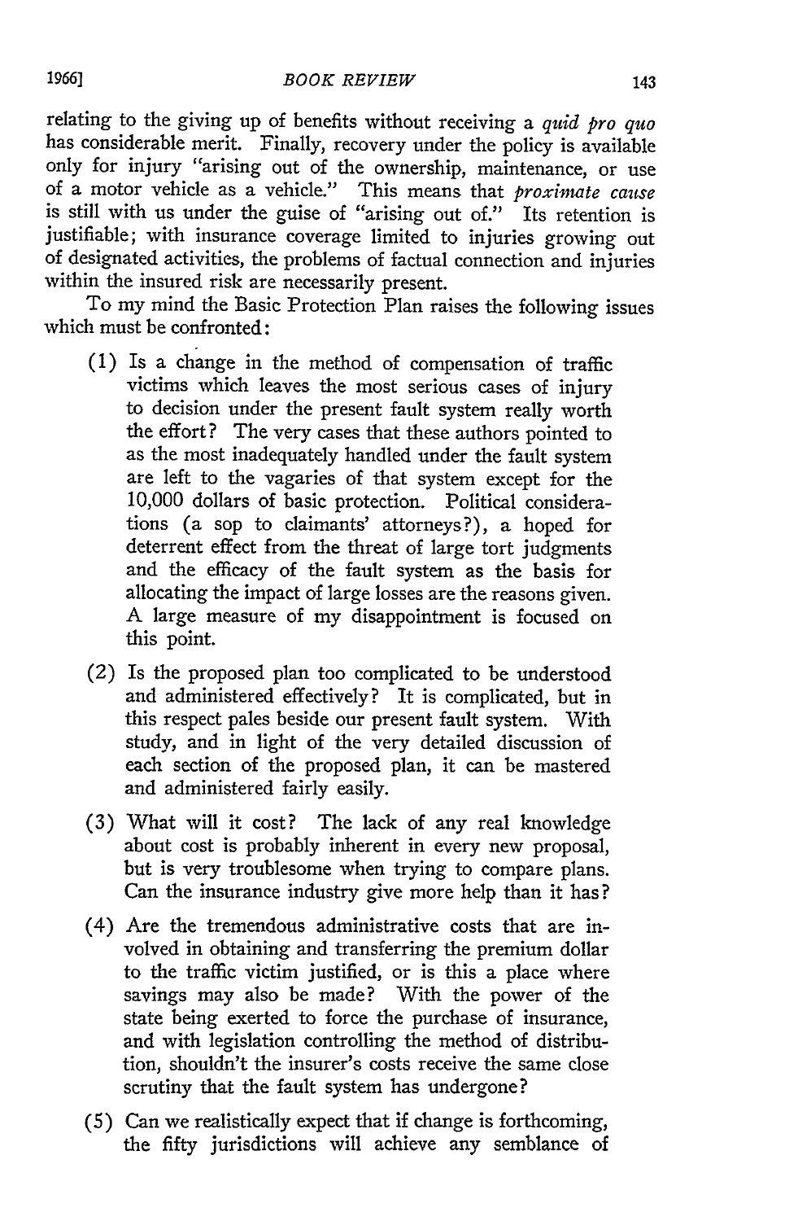relating to the giving up of benefits without receiving a *quid pro quo* has considerable merit. Finally, recovery under the policy is available only for injury "arising out of the ownership, maintenance, or use of a motor vehicle as a vehicle." This means that *proximate cause* is still with us under the guise of "arising out of." Its retention is justifiable; with insurance coverage limited to injuries growing out of designated activities, the problems of factual connection and injuries within the insured risk are necessarily present.

To my mind the Basic Protection Plan raises the following issues which must be confronted:

(1) Is a change in the method of compensation of traffic victims which leaves the most serious cases of injury to decision under the present fault system really worth the effort? The very cases that these authors pointed to as the most inadequately handled under the fault system are left to the vagaries of that system except for the 10,000 dollars of basic protection. Political considerations (a sop to claimants' attorneys?), a hoped for deterrent effect from the threat of large tort judgments and the efficacy of the fault system as the basis for allocating the impact of large losses are the reasons given. A large measure of my disappointment is focused on this point.

(2) Is the proposed plan too complicated to be understood and administered effectively? It is complicated, but in this respect pales beside our present fault system. With study, and in light of the very detailed discussion of each section of the proposed plan, it can be mastered and administered fairly easily.

(3) What will it cost? The lack of any real knowledge about cost is probably inherent in every new proposal, but is very troublesome when trying to compare plans. Can the insurance industry give more help than it has?

(4) Are the tremendous administrative costs that are involved in obtaining and transferring the premium dollar to the traffic victim justified, or is this a place where savings may also be made? With the power of the state being exerted to force the purchase of insurance, and with legislation controlling the method of distribution, shouldn't the insurer's costs receive the same close scrutiny that the fault system has undergone?

(5) Can we realistically expect that if change is forthcoming, the fifty jurisdictions will achieve any semblance of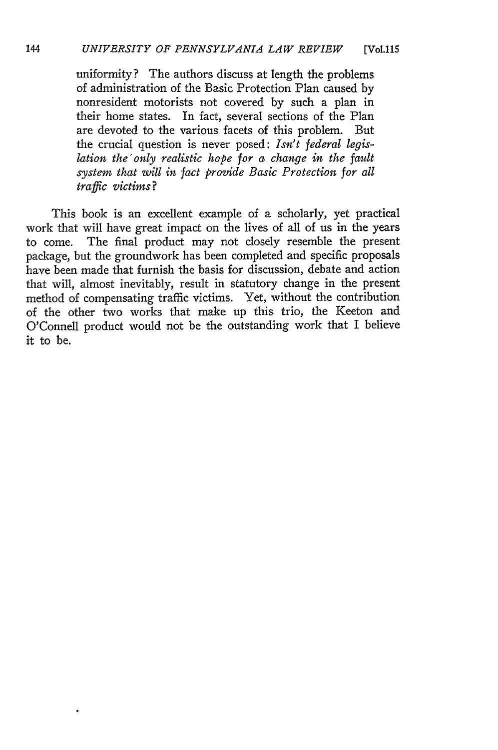uniformity? The authors discuss at length the problems of administration of the Basic Protection Plan caused by nonresident motorists not covered by such a plan in their home states. In fact, several sections of the Plan are devoted to the various facets of this problem. But the crucial question is never posed: *Isn't federal legislation the only realistic hope for a change in the fault system that will in fact provide Basic Protection for all traffic victims?*

This book is an excellent example of a scholarly, yet practical work that will have great impact on the lives of all of us in the years to come. The final product may not closely resemble the present package, but the groundwork has been completed and specific proposals have been made that furnish the basis for discussion, debate and action that will, almost inevitably, result in statutory change in the present method of compensating traffic victims. Yet, without the contribution of the other two works that make up this trio, the Keeton and O'Connell product would not be the outstanding work that I believe it to be.